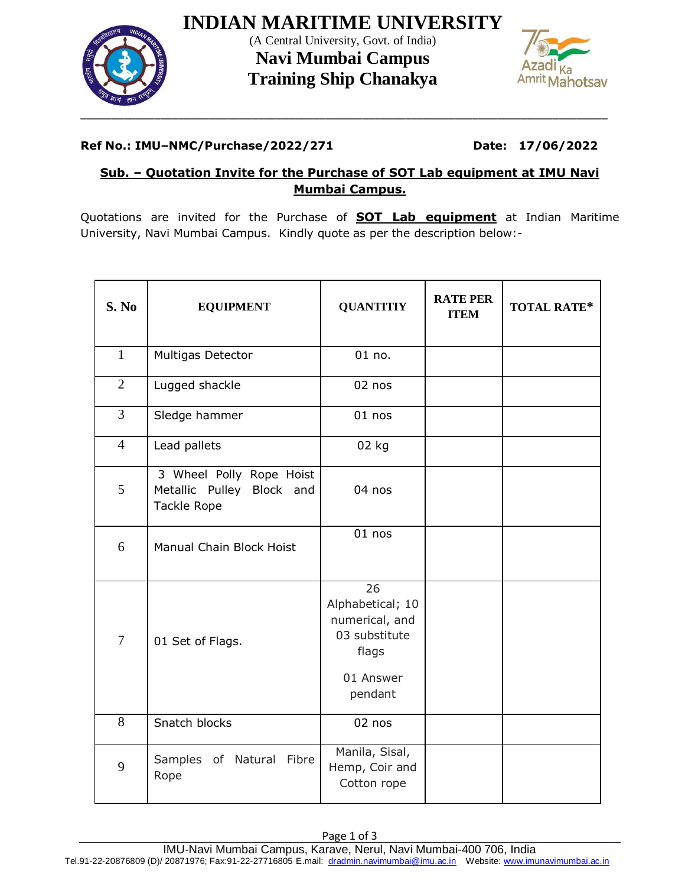# INDIAN MARITIME UNIVERSITY

(A Central University, Govt. of India)

## Navi Mumbai Campus
## Training Ship Chanakya

**Ref No.: IMU–NMC/Purchase/2022/271** **Date: 17/06/2022**

**Sub. – Quotation Invite for the Purchase of SOT Lab equipment at IMU Navi Mumbai Campus.**

Quotations are invited for the Purchase of **SOT Lab equipment** at Indian Maritime University, Navi Mumbai Campus. Kindly quote as per the description below:-

| S. No | EQUIPMENT | QUANTITIY | RATE PER ITEM | TOTAL RATE* |
|---|---|---|---|---|
| 1 | Multigas Detector | 01 no. | | |
| 2 | Lugged shackle | 02 nos | | |
| 3 | Sledge hammer | 01 nos | | |
| 4 | Lead pallets | 02 kg | | |
| 5 | 3 Wheel Polly Rope Hoist Metallic Pulley Block and Tackle Rope | 04 nos | | |
| 6 | Manual Chain Block Hoist | 01 nos | | |
| 7 | 01 Set of Flags. | 26 Alphabetical; 10 numerical, and 03 substitute flags<br><br>01 Answer pendant | | |
| 8 | Snatch blocks | 02 nos | | |
| 9 | Samples of Natural Fibre Rope | Manila, Sisal, Hemp, Coir and Cotton rope | | |

IMU-Navi Mumbai Campus, Karave, Nerul, Navi Mumbai-400 706, India
Tel.91-22-20876809 (D)/ 20871976; Fax:91-22-27716805 E.mail: dradmin.navimumbai@imu.ac.in Website: www.imunavimumbai.ac.in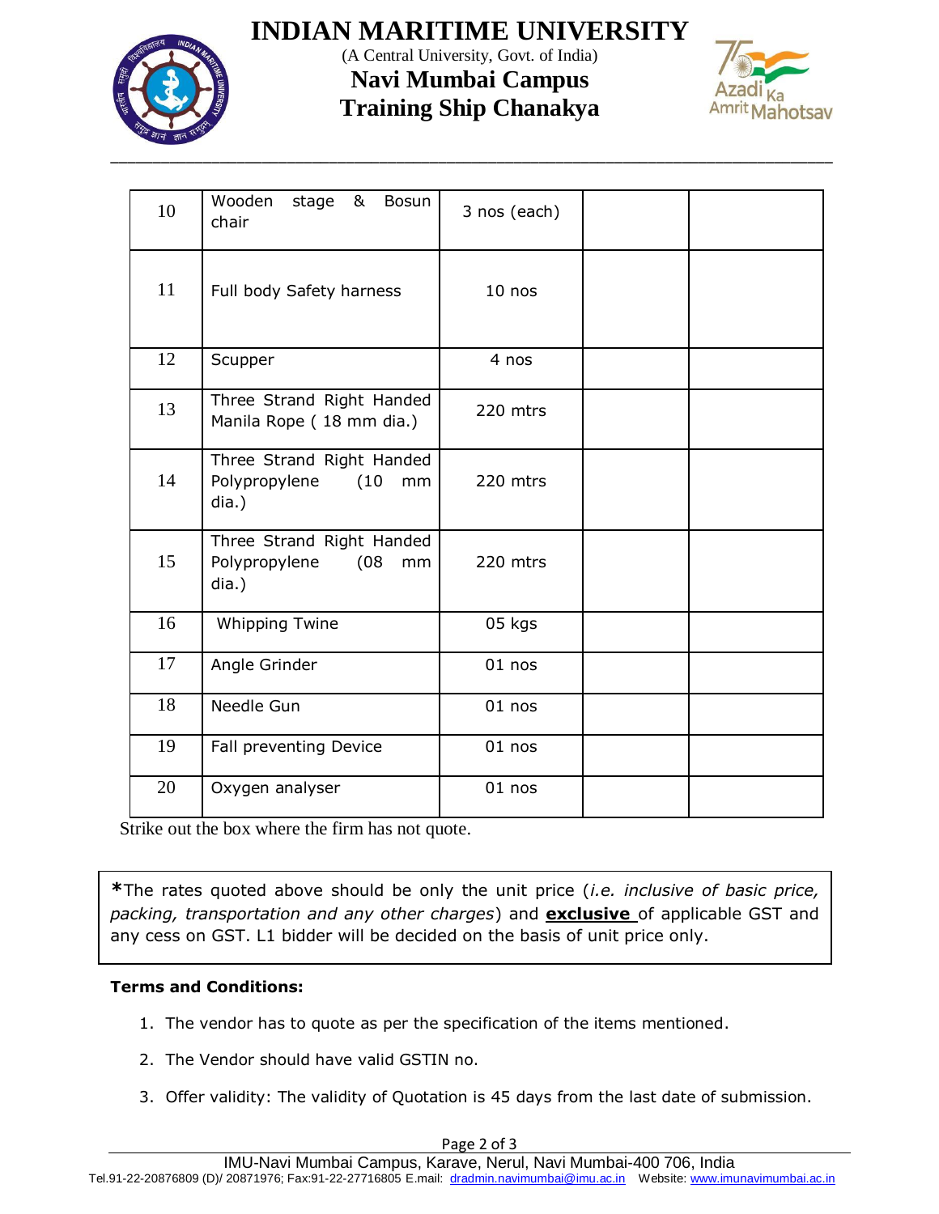# INDIAN MARITIME UNIVERSITY

(A Central University, Govt. of India)

## Navi Mumbai Campus
## Training Ship Chanakya

| | | | | |
|---|---|---|---|---|
| 10 | Wooden stage & Bosun chair | 3 nos (each) | | |
| 11 | Full body Safety harness | 10 nos | | |
| 12 | Scupper | 4 nos | | |
| 13 | Three Strand Right Handed Manila Rope ( 18 mm dia.) | 220 mtrs | | |
| 14 | Three Strand Right Handed Polypropylene (10 mm dia.) | 220 mtrs | | |
| 15 | Three Strand Right Handed Polypropylene (08 mm dia.) | 220 mtrs | | |
| 16 | Whipping Twine | 05 kgs | | |
| 17 | Angle Grinder | 01 nos | | |
| 18 | Needle Gun | 01 nos | | |
| 19 | Fall preventing Device | 01 nos | | |
| 20 | Oxygen analyser | 01 nos | | |

Strike out the box where the firm has not quote.

**\***The rates quoted above should be only the unit price (*i.e. inclusive of basic price, packing, transportation and any other charges*) and **exclusive** of applicable GST and any cess on GST. L1 bidder will be decided on the basis of unit price only.

**Terms and Conditions:**

1. The vendor has to quote as per the specification of the items mentioned.
2. The Vendor should have valid GSTIN no.
3. Offer validity: The validity of Quotation is 45 days from the last date of submission.

IMU-Navi Mumbai Campus, Karave, Nerul, Navi Mumbai-400 706, India
Tel.91-22-20876809 (D)/ 20871976; Fax:91-22-27716805 E.mail: dradmin.navimumbai@imu.ac.in Website: www.imunavimumbai.ac.in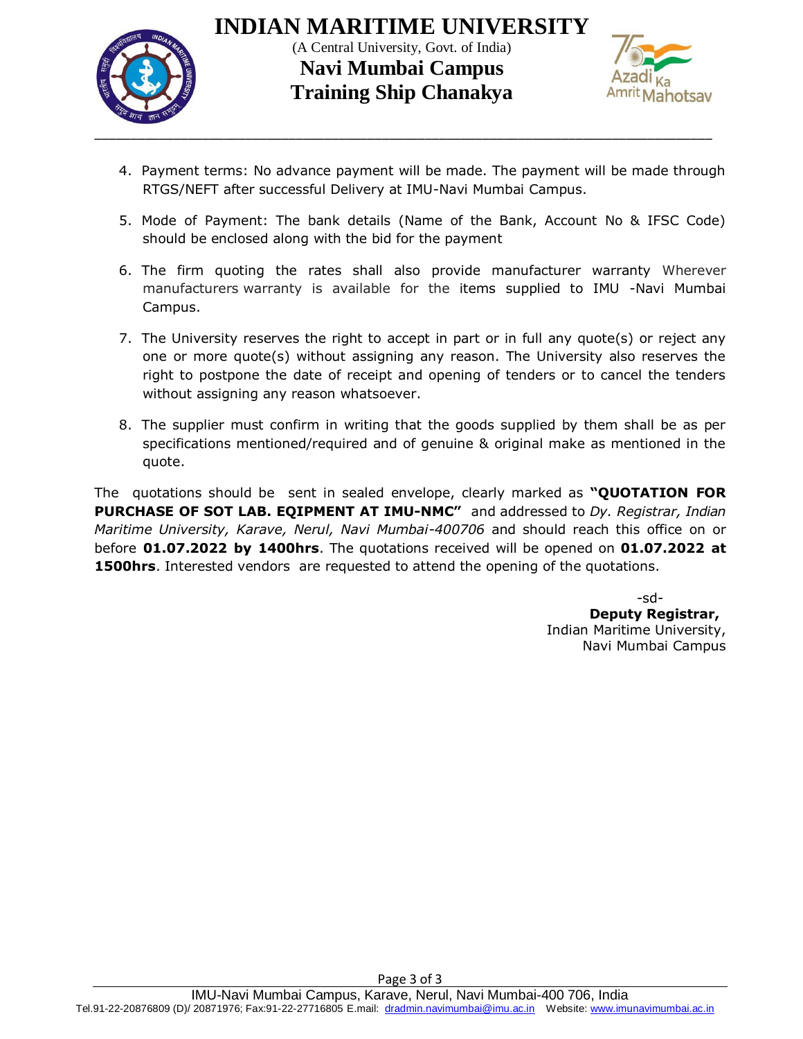4. Payment terms: No advance payment will be made. The payment will be made through RTGS/NEFT after successful Delivery at IMU-Navi Mumbai Campus.

5. Mode of Payment: The bank details (Name of the Bank, Account No & IFSC Code) should be enclosed along with the bid for the payment

6. The firm quoting the rates shall also provide manufacturer warranty Wherever manufacturers warranty is available for the items supplied to IMU -Navi Mumbai Campus.

7. The University reserves the right to accept in part or in full any quote(s) or reject any one or more quote(s) without assigning any reason. The University also reserves the right to postpone the date of receipt and opening of tenders or to cancel the tenders without assigning any reason whatsoever.

8. The supplier must confirm in writing that the goods supplied by them shall be as per specifications mentioned/required and of genuine & original make as mentioned in the quote.

The quotations should be sent in sealed envelope, clearly marked as **"QUOTATION FOR PURCHASE OF SOT LAB. EQIPMENT AT IMU-NMC"** and addressed to *Dy. Registrar, Indian Maritime University, Karave, Nerul, Navi Mumbai-400706* and should reach this office on or before **01.07.2022 by 1400hrs**. The quotations received will be opened on **01.07.2022 at 1500hrs**. Interested vendors are requested to attend the opening of the quotations.

-sd-
**Deputy Registrar,**
Indian Maritime University,
Navi Mumbai Campus